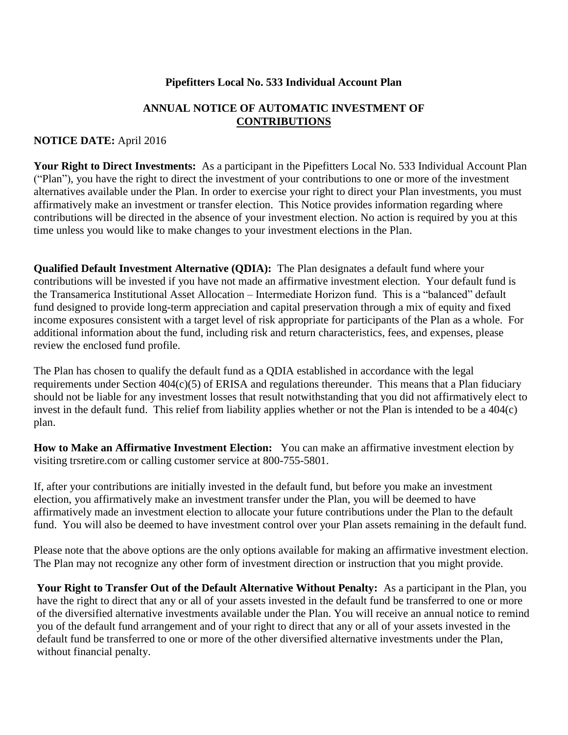**Pipefitters Local No. 533 Individual Account Plan**

**ANNUAL NOTICE OF AUTOMATIC INVESTMENT OF CONTRIBUTIONS**

**NOTICE DATE:** April 2016

**Your Right to Direct Investments:** As a participant in the Pipefitters Local No. 533 Individual Account Plan ("Plan"), you have the right to direct the investment of your contributions to one or more of the investment alternatives available under the Plan. In order to exercise your right to direct your Plan investments, you must affirmatively make an investment or transfer election. This Notice provides information regarding where contributions will be directed in the absence of your investment election. No action is required by you at this time unless you would like to make changes to your investment elections in the Plan.

**Qualified Default Investment Alternative (QDIA):** The Plan designates a default fund where your contributions will be invested if you have not made an affirmative investment election. Your default fund is the Transamerica Institutional Asset Allocation – Intermediate Horizon fund. This is a "balanced" default fund designed to provide long-term appreciation and capital preservation through a mix of equity and fixed income exposures consistent with a target level of risk appropriate for participants of the Plan as a whole. For additional information about the fund, including risk and return characteristics, fees, and expenses, please review the enclosed fund profile.

The Plan has chosen to qualify the default fund as a QDIA established in accordance with the legal requirements under Section 404(c)(5) of ERISA and regulations thereunder. This means that a Plan fiduciary should not be liable for any investment losses that result notwithstanding that you did not affirmatively elect to invest in the default fund. This relief from liability applies whether or not the Plan is intended to be a 404(c) plan.

**How to Make an Affirmative Investment Election:** You can make an affirmative investment election by visiting trsretire.com or calling customer service at 800-755-5801.

If, after your contributions are initially invested in the default fund, but before you make an investment election, you affirmatively make an investment transfer under the Plan, you will be deemed to have affirmatively made an investment election to allocate your future contributions under the Plan to the default fund. You will also be deemed to have investment control over your Plan assets remaining in the default fund.

Please note that the above options are the only options available for making an affirmative investment election. The Plan may not recognize any other form of investment direction or instruction that you might provide.

**Your Right to Transfer Out of the Default Alternative Without Penalty:** As a participant in the Plan, you have the right to direct that any or all of your assets invested in the default fund be transferred to one or more of the diversified alternative investments available under the Plan. You will receive an annual notice to remind you of the default fund arrangement and of your right to direct that any or all of your assets invested in the default fund be transferred to one or more of the other diversified alternative investments under the Plan, without financial penalty.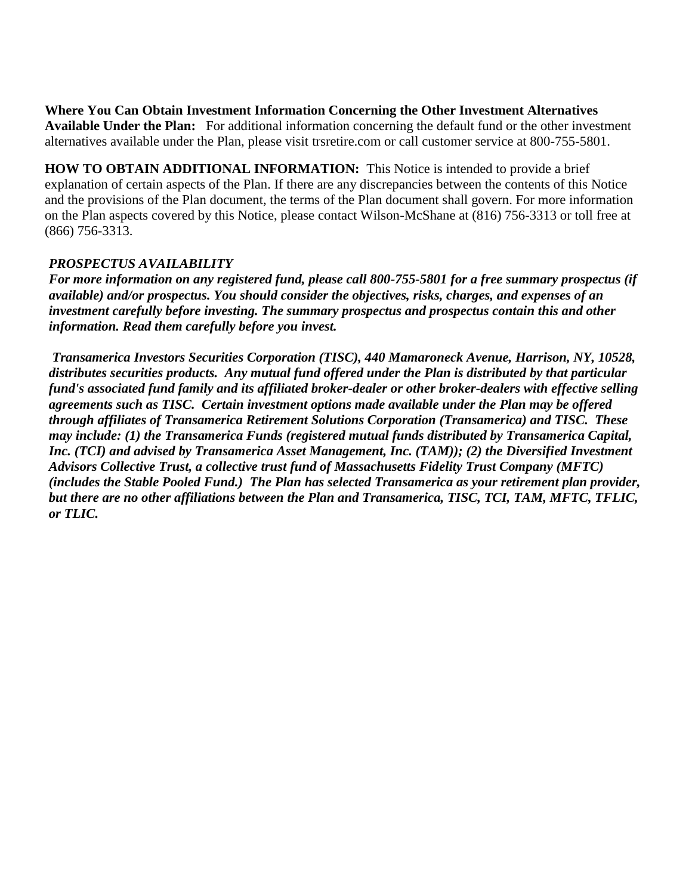**Where You Can Obtain Investment Information Concerning the Other Investment Alternatives Available Under the Plan:** For additional information concerning the default fund or the other investment alternatives available under the Plan, please visit trsretire.com or call customer service at 800-755-5801.

**HOW TO OBTAIN ADDITIONAL INFORMATION:** This Notice is intended to provide a brief explanation of certain aspects of the Plan. If there are any discrepancies between the contents of this Notice and the provisions of the Plan document, the terms of the Plan document shall govern. For more information on the Plan aspects covered by this Notice, please contact Wilson-McShane at (816) 756-3313 or toll free at (866) 756-3313.

***PROSPECTUS AVAILABILITY***

***For more information on any registered fund, please call 800-755-5801 for a free summary prospectus (if available) and/or prospectus. You should consider the objectives, risks, charges, and expenses of an investment carefully before investing. The summary prospectus and prospectus contain this and other information. Read them carefully before you invest.***

***Transamerica Investors Securities Corporation (TISC), 440 Mamaroneck Avenue, Harrison, NY, 10528, distributes securities products. Any mutual fund offered under the Plan is distributed by that particular fund's associated fund family and its affiliated broker-dealer or other broker-dealers with effective selling agreements such as TISC. Certain investment options made available under the Plan may be offered through affiliates of Transamerica Retirement Solutions Corporation (Transamerica) and TISC. These may include: (1) the Transamerica Funds (registered mutual funds distributed by Transamerica Capital, Inc. (TCI) and advised by Transamerica Asset Management, Inc. (TAM)); (2) the Diversified Investment Advisors Collective Trust, a collective trust fund of Massachusetts Fidelity Trust Company (MFTC) (includes the Stable Pooled Fund.) The Plan has selected Transamerica as your retirement plan provider, but there are no other affiliations between the Plan and Transamerica, TISC, TCI, TAM, MFTC, TFLIC, or TLIC.***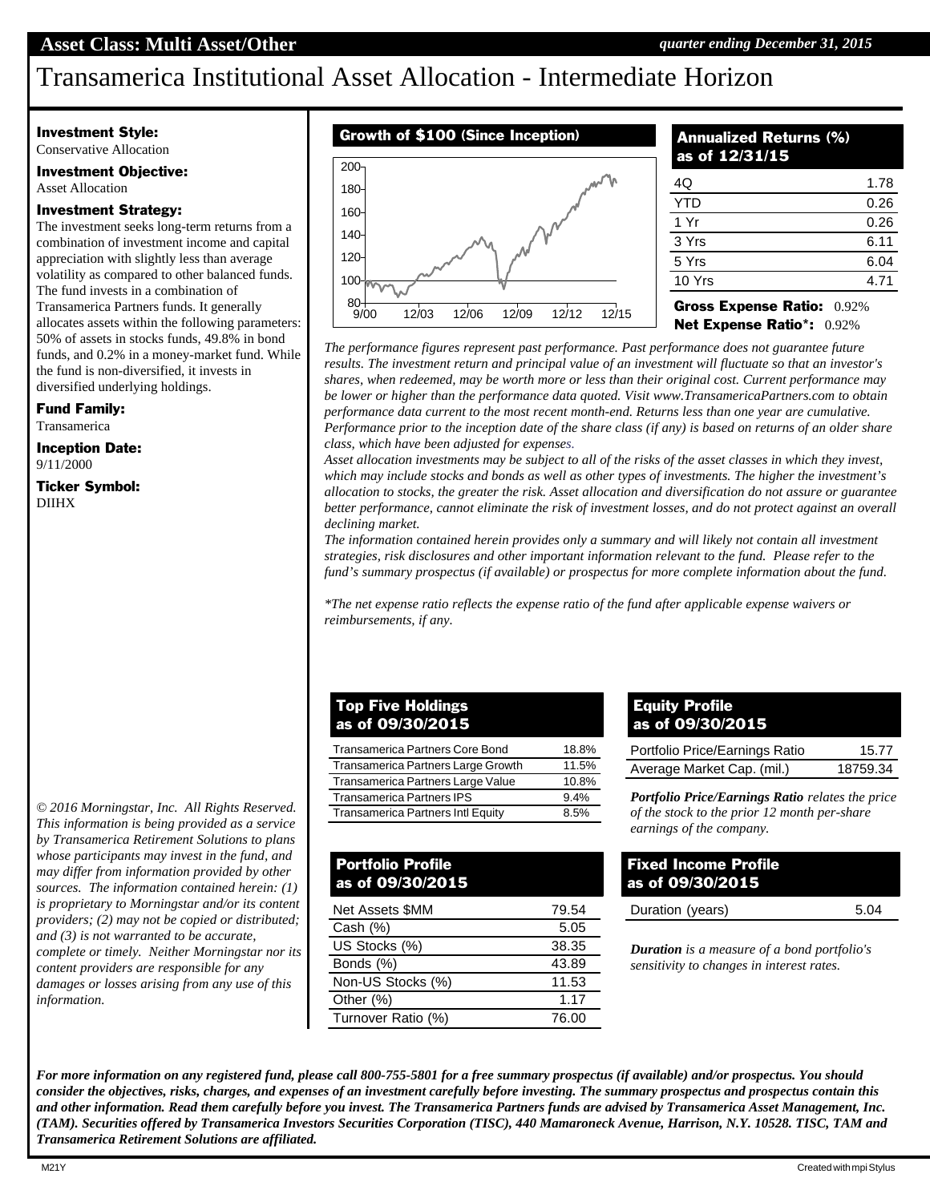**Asset Class: Multi Asset/Other** *quarter ending December 31, 2015*

# Transamerica Institutional Asset Allocation - Intermediate Horizon

**Investment Style:**
Conservative Allocation

**Investment Objective:**
Asset Allocation

**Investment Strategy:**
The investment seeks long-term returns from a combination of investment income and capital appreciation with slightly less than average volatility as compared to other balanced funds. The fund invests in a combination of Transamerica Partners funds. It generally allocates assets within the following parameters: 50% of assets in stocks funds, 49.8% in bond funds, and 0.2% in a money-market fund. While the fund is non-diversified, it invests in diversified underlying holdings.

**Fund Family:**
Transamerica

**Inception Date:**
9/11/2000

**Ticker Symbol:**
DIIHX

## Growth of $100 (Since Inception)

200
180
160
140
120
100
80
9/00 12/03 12/06 12/09 12/12 12/15

## Annualized Returns (%) as of 12/31/15

| | |
|---|---|
| 4Q | 1.78 |
| YTD | 0.26 |
| 1 Yr | 0.26 |
| 3 Yrs | 6.11 |
| 5 Yrs | 6.04 |
| 10 Yrs | 4.71 |

**Gross Expense Ratio:** 0.92%
**Net Expense Ratio*:** 0.92%

*The performance figures represent past performance. Past performance does not guarantee future results. The investment return and principal value of an investment will fluctuate so that an investor's shares, when redeemed, may be worth more or less than their original cost. Current performance may be lower or higher than the performance data quoted. Visit www.TransamericaPartners.com to obtain performance data current to the most recent month-end. Returns less than one year are cumulative. Performance prior to the inception date of the share class (if any) is based on returns of an older share class, which have been adjusted for expenses.*

*Asset allocation investments may be subject to all of the risks of the asset classes in which they invest, which may include stocks and bonds as well as other types of investments. The higher the investment's allocation to stocks, the greater the risk. Asset allocation and diversification do not assure or guarantee better performance, cannot eliminate the risk of investment losses, and do not protect against an overall declining market.*

*The information contained herein provides only a summary and will likely not contain all investment strategies, risk disclosures and other important information relevant to the fund. Please refer to the fund's summary prospectus (if available) or prospectus for more complete information about the fund.*

*\*The net expense ratio reflects the expense ratio of the fund after applicable expense waivers or reimbursements, if any.*

## Top Five Holdings as of 09/30/2015

| | |
|---|---|
| Transamerica Partners Core Bond | 18.8% |
| Transamerica Partners Large Growth | 11.5% |
| Transamerica Partners Large Value | 10.8% |
| Transamerica Partners IPS | 9.4% |
| Transamerica Partners Intl Equity | 8.5% |

## Equity Profile as of 09/30/2015

| | |
|---|---|
| Portfolio Price/Earnings Ratio | 15.77 |
| Average Market Cap. (mil.) | 18759.34 |

***Portfolio Price/Earnings Ratio*** *relates the price of the stock to the prior 12 month per-share earnings of the company.*

## Portfolio Profile as of 09/30/2015

| | |
|---|---|
| Net Assets $MM | 79.54 |
| Cash (%) | 5.05 |
| US Stocks (%) | 38.35 |
| Bonds (%) | 43.89 |
| Non-US Stocks (%) | 11.53 |
| Other (%) | 1.17 |
| Turnover Ratio (%) | 76.00 |

## Fixed Income Profile as of 09/30/2015

| | |
|---|---|
| Duration (years) | 5.04 |

***Duration*** *is a measure of a bond portfolio's sensitivity to changes in interest rates.*

*© 2016 Morningstar, Inc. All Rights Reserved. This information is being provided as a service by Transamerica Retirement Solutions to plans whose participants may invest in the fund, and may differ from information provided by other sources. The information contained herein: (1) is proprietary to Morningstar and/or its content providers; (2) may not be copied or distributed; and (3) is not warranted to be accurate, complete or timely. Neither Morningstar nor its content providers are responsible for any damages or losses arising from any use of this information.*

***For more information on any registered fund, please call 800-755-5801 for a free summary prospectus (if available) and/or prospectus. You should consider the objectives, risks, charges, and expenses of an investment carefully before investing. The summary prospectus and prospectus contain this and other information. Read them carefully before you invest. The Transamerica Partners funds are advised by Transamerica Asset Management, Inc. (TAM). Securities offered by Transamerica Investors Securities Corporation (TISC), 440 Mamaroneck Avenue, Harrison, N.Y. 10528. TISC, TAM and Transamerica Retirement Solutions are affiliated.***

M21Y Created with mpi Stylus